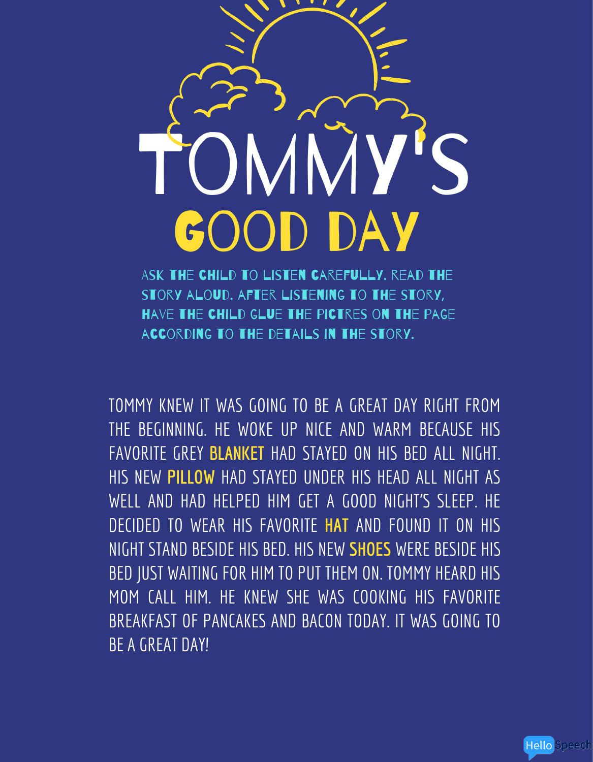# TOMMY'S GOOD DAY

ASK THE CHILD TO LISTEN CAREFULLY. READ THE STORY ALOUD. AFTER LISTENING TO THE STORY, HAVE THE CHILD GLUE THE PICTRES ON THE PAGE ACCORDING TO THE DETAILS IN THE STORY.

TOMMY KNEW IT WAS GOING TO BE A GREAT DAY RIGHT FROM THE BEGINNING. HE WOKE UP NICE AND WARM BECAUSE HIS FAVORITE GREY **BLANKET** HAD STAYED ON HIS BED ALL NIGHT. HIS NEW **PILLOW** HAD STAYED UNDER HIS HEAD ALL NIGHT AS WELL AND HAD HELPED HIM GET A GOOD NIGHT'S SLEEP. HE DECIDED TO WEAR HIS FAVORITE **HAT** AND FOUND IT ON HIS NIGHT STAND BESIDE HIS BED. HIS NEW **SHOES** WERE BESIDE HIS BED JUST WAITING FOR HIM TO PUT THEM ON. TOMMY HEARD HIS MOM CALL HIM. HE KNEW SHE WAS COOKING HIS FAVORITE BREAKFAST OF PANCAKES AND BACON TODAY. IT WAS GOING TO BE A GREAT DAY!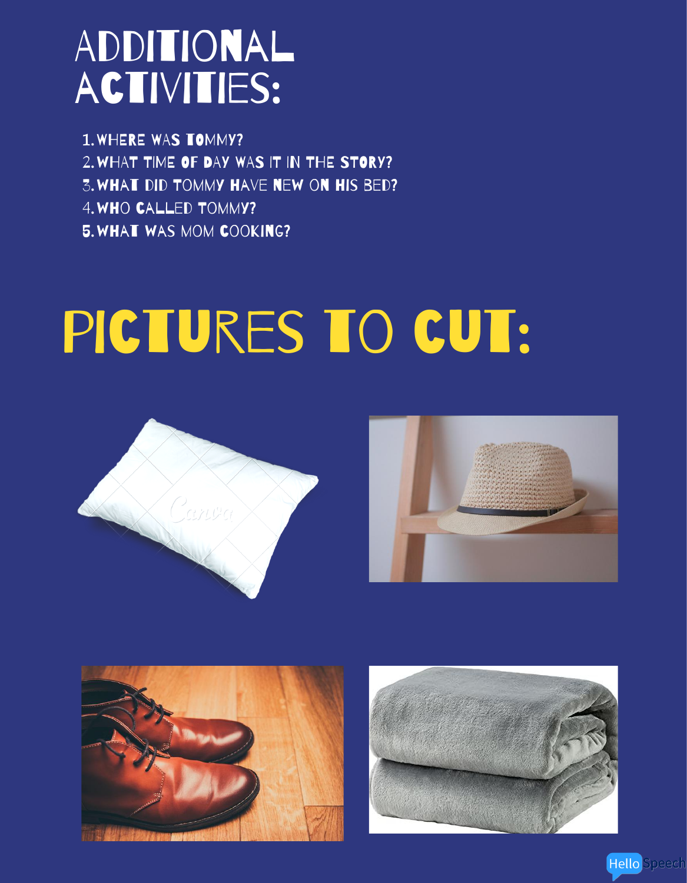# ADDITIONAL ACTIVITIES:

1. WHERE WAS TOMMY?
2. WHAT TIME OF DAY WAS IT IN THE STORY?
3. WHAT DID TOMMY HAVE NEW ON HIS BED?
4. WHO CALLED TOMMY?
5. WHAT WAS MOM COOKING?

# PICTURES TO CUT: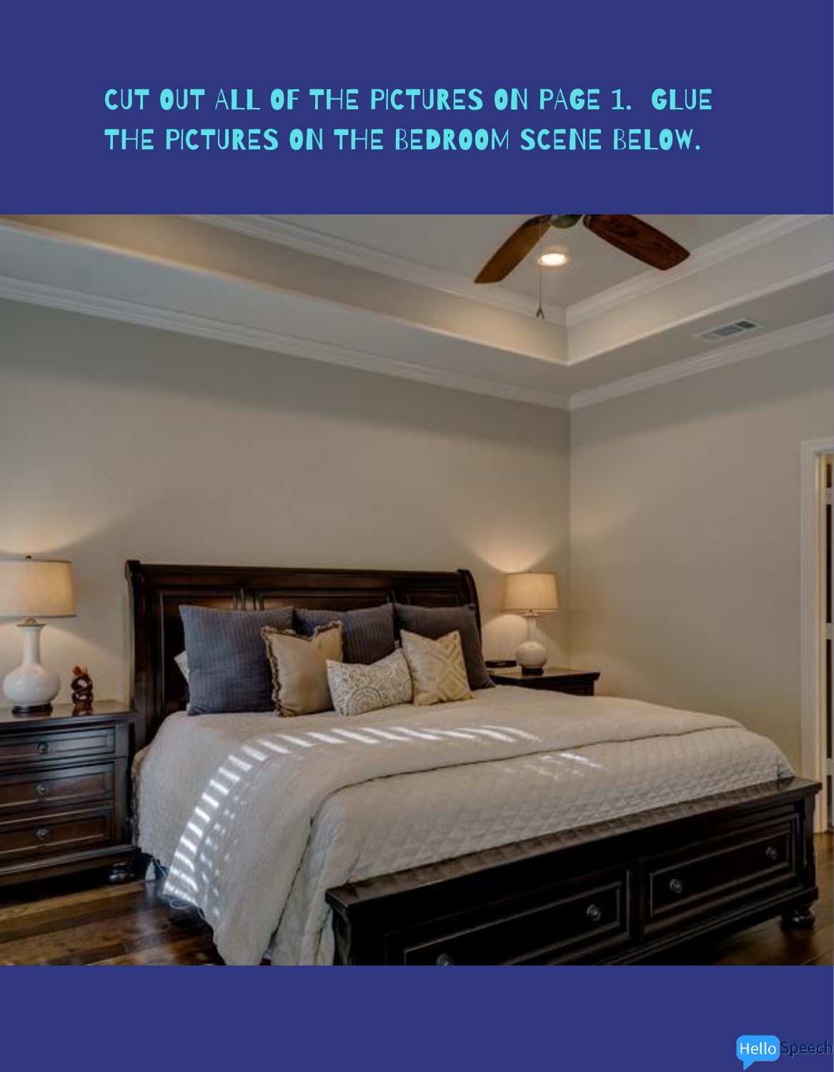CUT OUT ALL OF THE PICTURES ON PAGE 1. GLUE THE PICTURES ON THE BEDROOM SCENE BELOW.